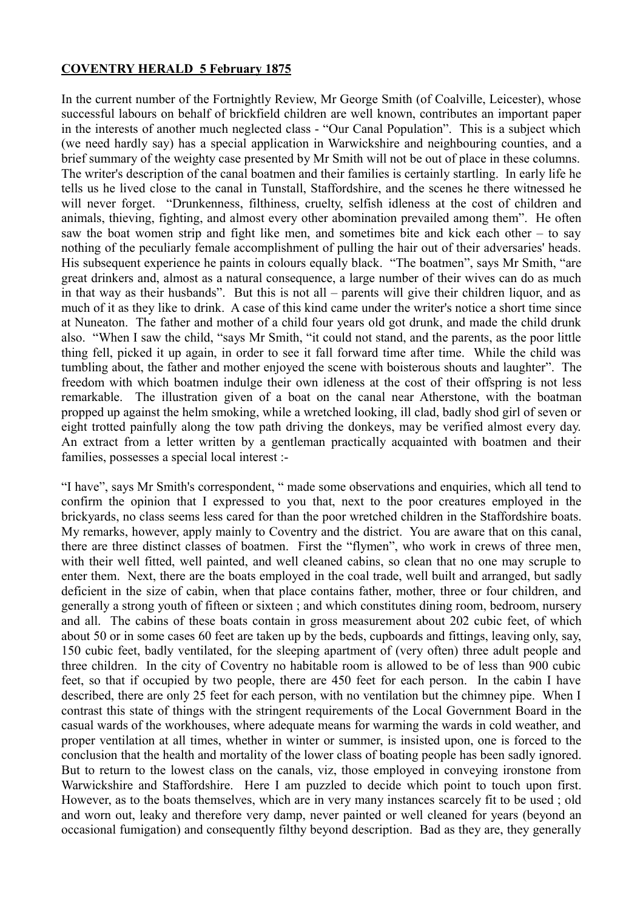**COVENTRY HERALD 5 February 1875**

In the current number of the Fortnightly Review, Mr George Smith (of Coalville, Leicester), whose successful labours on behalf of brickfield children are well known, contributes an important paper in the interests of another much neglected class - "Our Canal Population". This is a subject which (we need hardly say) has a special application in Warwickshire and neighbouring counties, and a brief summary of the weighty case presented by Mr Smith will not be out of place in these columns. The writer's description of the canal boatmen and their families is certainly startling. In early life he tells us he lived close to the canal in Tunstall, Staffordshire, and the scenes he there witnessed he will never forget. "Drunkenness, filthiness, cruelty, selfish idleness at the cost of children and animals, thieving, fighting, and almost every other abomination prevailed among them". He often saw the boat women strip and fight like men, and sometimes bite and kick each other – to say nothing of the peculiarly female accomplishment of pulling the hair out of their adversaries' heads. His subsequent experience he paints in colours equally black. "The boatmen", says Mr Smith, "are great drinkers and, almost as a natural consequence, a large number of their wives can do as much in that way as their husbands". But this is not all – parents will give their children liquor, and as much of it as they like to drink. A case of this kind came under the writer's notice a short time since at Nuneaton. The father and mother of a child four years old got drunk, and made the child drunk also. "When I saw the child, "says Mr Smith, "it could not stand, and the parents, as the poor little thing fell, picked it up again, in order to see it fall forward time after time. While the child was tumbling about, the father and mother enjoyed the scene with boisterous shouts and laughter". The freedom with which boatmen indulge their own idleness at the cost of their offspring is not less remarkable. The illustration given of a boat on the canal near Atherstone, with the boatman propped up against the helm smoking, while a wretched looking, ill clad, badly shod girl of seven or eight trotted painfully along the tow path driving the donkeys, may be verified almost every day. An extract from a letter written by a gentleman practically acquainted with boatmen and their families, possesses a special local interest :-

"I have", says Mr Smith's correspondent, " made some observations and enquiries, which all tend to confirm the opinion that I expressed to you that, next to the poor creatures employed in the brickyards, no class seems less cared for than the poor wretched children in the Staffordshire boats. My remarks, however, apply mainly to Coventry and the district. You are aware that on this canal, there are three distinct classes of boatmen. First the "flymen", who work in crews of three men, with their well fitted, well painted, and well cleaned cabins, so clean that no one may scruple to enter them. Next, there are the boats employed in the coal trade, well built and arranged, but sadly deficient in the size of cabin, when that place contains father, mother, three or four children, and generally a strong youth of fifteen or sixteen ; and which constitutes dining room, bedroom, nursery and all. The cabins of these boats contain in gross measurement about 202 cubic feet, of which about 50 or in some cases 60 feet are taken up by the beds, cupboards and fittings, leaving only, say, 150 cubic feet, badly ventilated, for the sleeping apartment of (very often) three adult people and three children. In the city of Coventry no habitable room is allowed to be of less than 900 cubic feet, so that if occupied by two people, there are 450 feet for each person. In the cabin I have described, there are only 25 feet for each person, with no ventilation but the chimney pipe. When I contrast this state of things with the stringent requirements of the Local Government Board in the casual wards of the workhouses, where adequate means for warming the wards in cold weather, and proper ventilation at all times, whether in winter or summer, is insisted upon, one is forced to the conclusion that the health and mortality of the lower class of boating people has been sadly ignored. But to return to the lowest class on the canals, viz, those employed in conveying ironstone from Warwickshire and Staffordshire. Here I am puzzled to decide which point to touch upon first. However, as to the boats themselves, which are in very many instances scarcely fit to be used ; old and worn out, leaky and therefore very damp, never painted or well cleaned for years (beyond an occasional fumigation) and consequently filthy beyond description. Bad as they are, they generally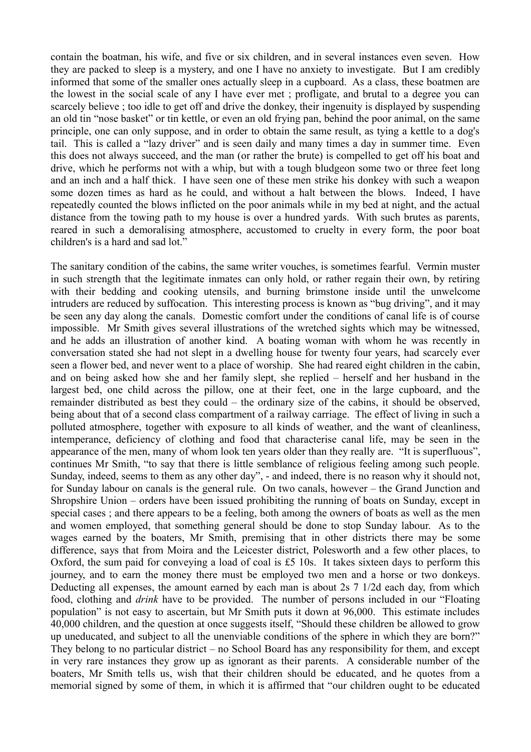contain the boatman, his wife, and five or six children, and in several instances even seven. How they are packed to sleep is a mystery, and one I have no anxiety to investigate. But I am credibly informed that some of the smaller ones actually sleep in a cupboard. As a class, these boatmen are the lowest in the social scale of any I have ever met ; profligate, and brutal to a degree you can scarcely believe ; too idle to get off and drive the donkey, their ingenuity is displayed by suspending an old tin "nose basket" or tin kettle, or even an old frying pan, behind the poor animal, on the same principle, one can only suppose, and in order to obtain the same result, as tying a kettle to a dog's tail. This is called a "lazy driver" and is seen daily and many times a day in summer time. Even this does not always succeed, and the man (or rather the brute) is compelled to get off his boat and drive, which he performs not with a whip, but with a tough bludgeon some two or three feet long and an inch and a half thick. I have seen one of these men strike his donkey with such a weapon some dozen times as hard as he could, and without a halt between the blows. Indeed, I have repeatedly counted the blows inflicted on the poor animals while in my bed at night, and the actual distance from the towing path to my house is over a hundred yards. With such brutes as parents, reared in such a demoralising atmosphere, accustomed to cruelty in every form, the poor boat children's is a hard and sad lot."

The sanitary condition of the cabins, the same writer vouches, is sometimes fearful. Vermin muster in such strength that the legitimate inmates can only hold, or rather regain their own, by retiring with their bedding and cooking utensils, and burning brimstone inside until the unwelcome intruders are reduced by suffocation. This interesting process is known as "bug driving", and it may be seen any day along the canals. Domestic comfort under the conditions of canal life is of course impossible. Mr Smith gives several illustrations of the wretched sights which may be witnessed, and he adds an illustration of another kind. A boating woman with whom he was recently in conversation stated she had not slept in a dwelling house for twenty four years, had scarcely ever seen a flower bed, and never went to a place of worship. She had reared eight children in the cabin, and on being asked how she and her family slept, she replied – herself and her husband in the largest bed, one child across the pillow, one at their feet, one in the large cupboard, and the remainder distributed as best they could – the ordinary size of the cabins, it should be observed, being about that of a second class compartment of a railway carriage. The effect of living in such a polluted atmosphere, together with exposure to all kinds of weather, and the want of cleanliness, intemperance, deficiency of clothing and food that characterise canal life, may be seen in the appearance of the men, many of whom look ten years older than they really are. "It is superfluous", continues Mr Smith, "to say that there is little semblance of religious feeling among such people. Sunday, indeed, seems to them as any other day", - and indeed, there is no reason why it should not, for Sunday labour on canals is the general rule. On two canals, however – the Grand Junction and Shropshire Union – orders have been issued prohibiting the running of boats on Sunday, except in special cases ; and there appears to be a feeling, both among the owners of boats as well as the men and women employed, that something general should be done to stop Sunday labour. As to the wages earned by the boaters, Mr Smith, premising that in other districts there may be some difference, says that from Moira and the Leicester district, Polesworth and a few other places, to Oxford, the sum paid for conveying a load of coal is £5 10s. It takes sixteen days to perform this journey, and to earn the money there must be employed two men and a horse or two donkeys. Deducting all expenses, the amount earned by each man is about 2s 7 1/2d each day, from which food, clothing and *drink* have to be provided. The number of persons included in our "Floating population" is not easy to ascertain, but Mr Smith puts it down at 96,000. This estimate includes 40,000 children, and the question at once suggests itself, "Should these children be allowed to grow up uneducated, and subject to all the unenviable conditions of the sphere in which they are born?" They belong to no particular district – no School Board has any responsibility for them, and except in very rare instances they grow up as ignorant as their parents. A considerable number of the boaters, Mr Smith tells us, wish that their children should be educated, and he quotes from a memorial signed by some of them, in which it is affirmed that "our children ought to be educated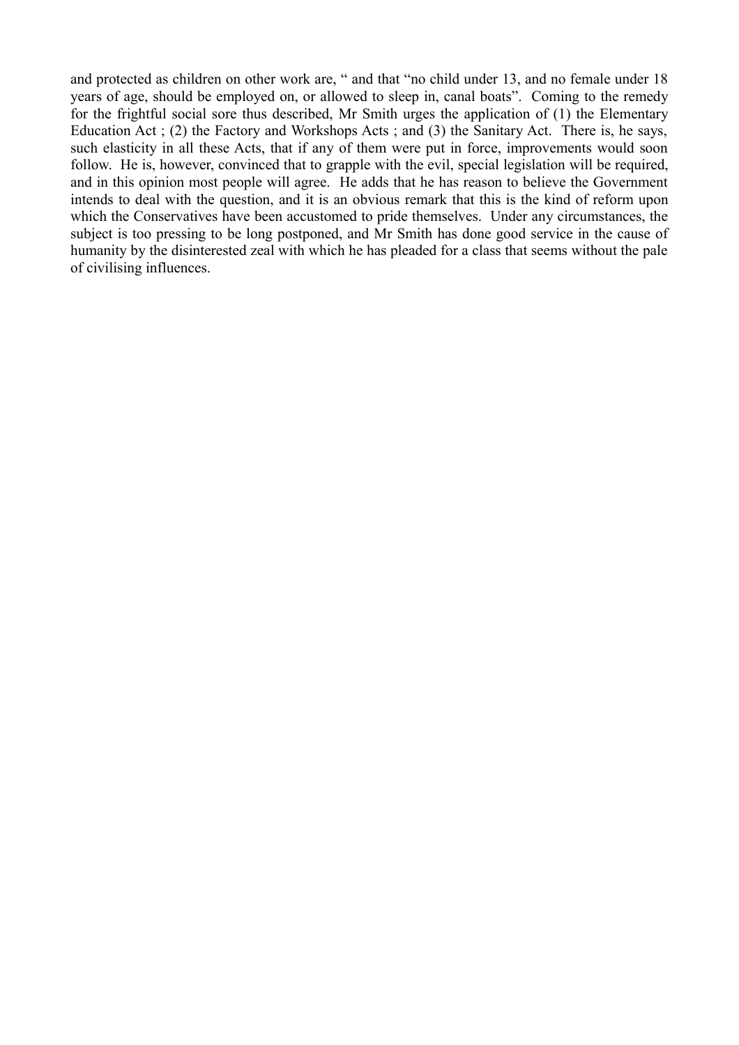and protected as children on other work are, " and that "no child under 13, and no female under 18 years of age, should be employed on, or allowed to sleep in, canal boats". Coming to the remedy for the frightful social sore thus described, Mr Smith urges the application of (1) the Elementary Education Act ; (2) the Factory and Workshops Acts ; and (3) the Sanitary Act. There is, he says, such elasticity in all these Acts, that if any of them were put in force, improvements would soon follow. He is, however, convinced that to grapple with the evil, special legislation will be required, and in this opinion most people will agree. He adds that he has reason to believe the Government intends to deal with the question, and it is an obvious remark that this is the kind of reform upon which the Conservatives have been accustomed to pride themselves. Under any circumstances, the subject is too pressing to be long postponed, and Mr Smith has done good service in the cause of humanity by the disinterested zeal with which he has pleaded for a class that seems without the pale of civilising influences.